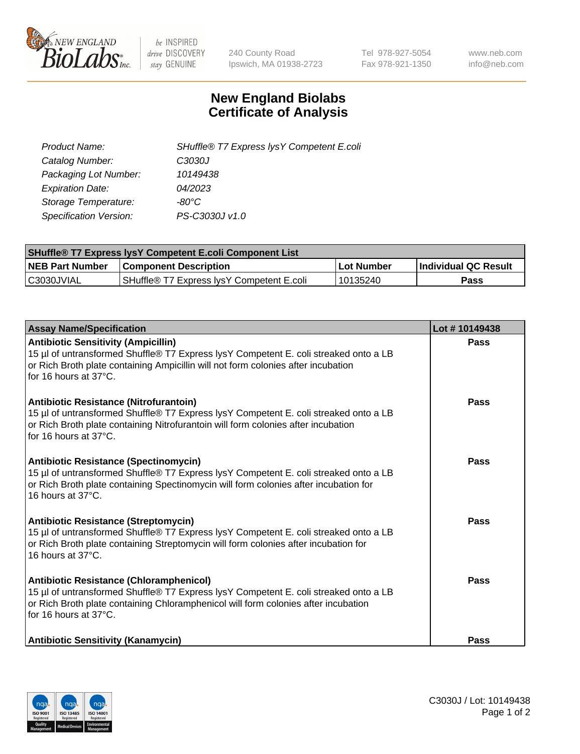be INSPIRED
drive DISCOVERY
stay GENUINE

240 County Road
Ipswich, MA 01938-2723

Tel 978-927-5054
Fax 978-921-1350

www.neb.com
info@neb.com

# New England Biolabs
# Certificate of Analysis

| | |
|---|---|
| *Product Name:* | *SHuffle® T7 Express lysY Competent E.coli* |
| *Catalog Number:* | *C3030J* |
| *Packaging Lot Number:* | *10149438* |
| *Expiration Date:* | *04/2023* |
| *Storage Temperature:* | *-80°C* |
| *Specification Version:* | *PS-C3030J v1.0* |

| SHuffle® T7 Express lysY Competent E.coli Component List | | | |
|---|---|---|---|
| **NEB Part Number** | **Component Description** | **Lot Number** | **Individual QC Result** |
| C3030JVIAL | SHuffle® T7 Express lysY Competent E.coli | 10135240 | **Pass** |

| Assay Name/Specification | Lot # 10149438 |
|---|---|
| **Antibiotic Sensitivity (Ampicillin)**<br>15 µl of untransformed Shuffle® T7 Express lysY Competent E. coli streaked onto a LB or Rich Broth plate containing Ampicillin will not form colonies after incubation for 16 hours at 37°C. | **Pass** |
| **Antibiotic Resistance (Nitrofurantoin)**<br>15 µl of untransformed Shuffle® T7 Express lysY Competent E. coli streaked onto a LB or Rich Broth plate containing Nitrofurantoin will form colonies after incubation for 16 hours at 37°C. | **Pass** |
| **Antibiotic Resistance (Spectinomycin)**<br>15 µl of untransformed Shuffle® T7 Express lysY Competent E. coli streaked onto a LB or Rich Broth plate containing Spectinomycin will form colonies after incubation for 16 hours at 37°C. | **Pass** |
| **Antibiotic Resistance (Streptomycin)**<br>15 µl of untransformed Shuffle® T7 Express lysY Competent E. coli streaked onto a LB or Rich Broth plate containing Streptomycin will form colonies after incubation for 16 hours at 37°C. | **Pass** |
| **Antibiotic Resistance (Chloramphenicol)**<br>15 µl of untransformed Shuffle® T7 Express lysY Competent E. coli streaked onto a LB or Rich Broth plate containing Chloramphenicol will form colonies after incubation for 16 hours at 37°C. | **Pass** |
| **Antibiotic Sensitivity (Kanamycin)** | **Pass** |

C3030J / Lot: 10149438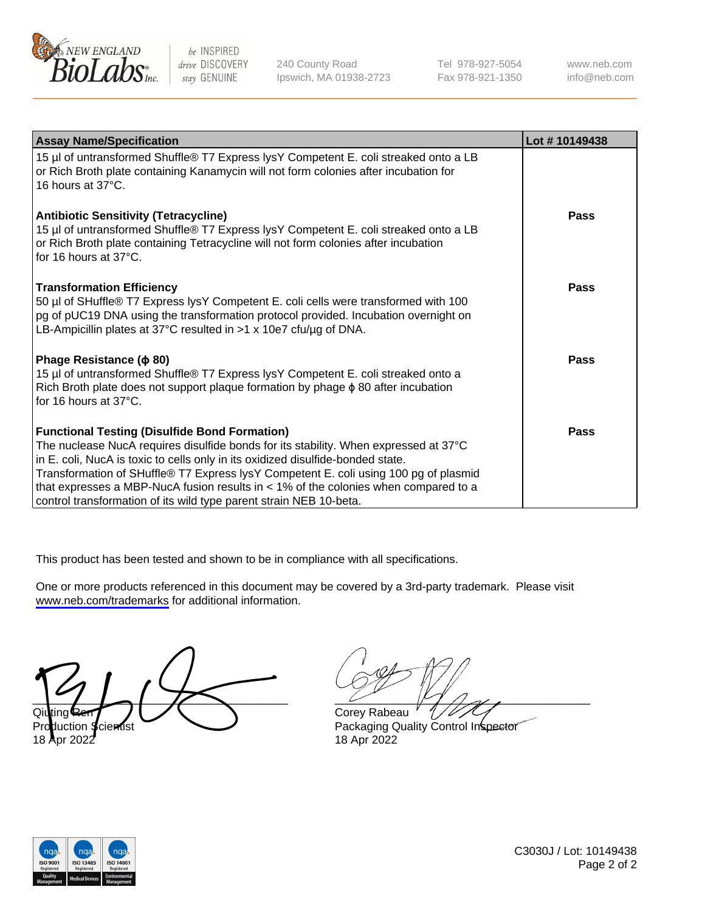| Assay Name/Specification | Lot # 10149438 |
|---|---|
| 15 µl of untransformed Shuffle® T7 Express lysY Competent E. coli streaked onto a LB or Rich Broth plate containing Kanamycin will not form colonies after incubation for 16 hours at 37°C. | |
| **Antibiotic Sensitivity (Tetracycline)** 15 µl of untransformed Shuffle® T7 Express lysY Competent E. coli streaked onto a LB or Rich Broth plate containing Tetracycline will not form colonies after incubation for 16 hours at 37°C. | **Pass** |
| **Transformation Efficiency** 50 µl of SHuffle® T7 Express lysY Competent E. coli cells were transformed with 100 pg of pUC19 DNA using the transformation protocol provided. Incubation overnight on LB-Ampicillin plates at 37°C resulted in >1 x 10e7 cfu/µg of DNA. | **Pass** |
| **Phage Resistance (ϕ 80)** 15 µl of untransformed Shuffle® T7 Express lysY Competent E. coli streaked onto a Rich Broth plate does not support plaque formation by phage ϕ 80 after incubation for 16 hours at 37°C. | **Pass** |
| **Functional Testing (Disulfide Bond Formation)** The nuclease NucA requires disulfide bonds for its stability. When expressed at 37°C in E. coli, NucA is toxic to cells only in its oxidized disulfide-bonded state. Transformation of SHuffle® T7 Express lysY Competent E. coli using 100 pg of plasmid that expresses a MBP-NucA fusion results in < 1% of the colonies when compared to a control transformation of its wild type parent strain NEB 10-beta. | **Pass** |

This product has been tested and shown to be in compliance with all specifications.

One or more products referenced in this document may be covered by a 3rd-party trademark. Please visit www.neb.com/trademarks for additional information.

Qiuting Ren
Production Scientist
18 Apr 2022

Corey Rabeau
Packaging Quality Control Inspector
18 Apr 2022

C3030J / Lot: 10149438